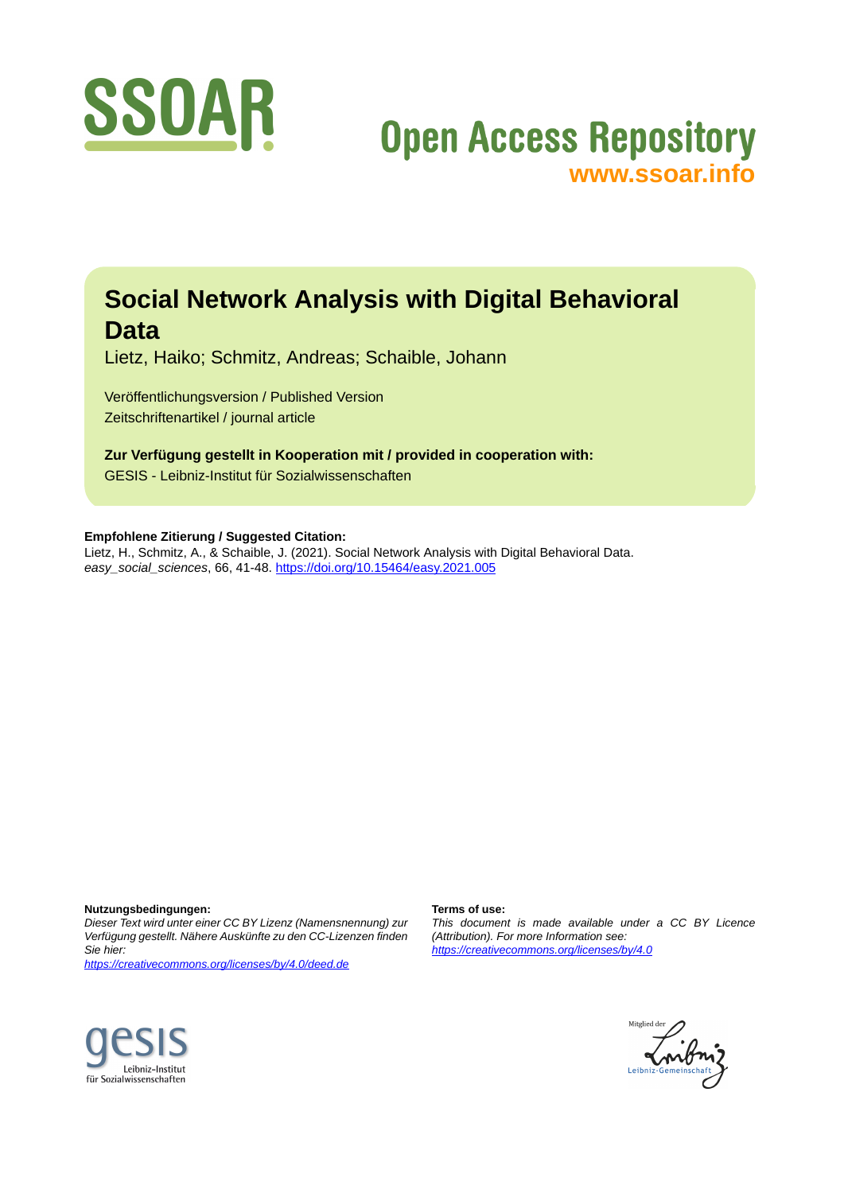SSOAR

Open Access Repository
www.ssoar.info

# Social Network Analysis with Digital Behavioral Data

Lietz, Haiko; Schmitz, Andreas; Schaible, Johann

Veröffentlichungsversion / Published Version
Zeitschriftenartikel / journal article

**Zur Verfügung gestellt in Kooperation mit / provided in cooperation with:**
GESIS - Leibniz-Institut für Sozialwissenschaften

**Empfohlene Zitierung / Suggested Citation:**
Lietz, H., Schmitz, A., & Schaible, J. (2021). Social Network Analysis with Digital Behavioral Data. *easy_social_sciences*, 66, 41-48. https://doi.org/10.15464/easy.2021.005

**Nutzungsbedingungen:**
*Dieser Text wird unter einer CC BY Lizenz (Namensnennung) zur Verfügung gestellt. Nähere Auskünfte zu den CC-Lizenzen finden Sie hier:*
*https://creativecommons.org/licenses/by/4.0/deed.de*

**Terms of use:**
*This document is made available under a CC BY Licence (Attribution). For more Information see:*
*https://creativecommons.org/licenses/by/4.0*

gesis Leibniz-Institut für Sozialwissenschaften

Mitglied der Leibniz-Gemeinschaft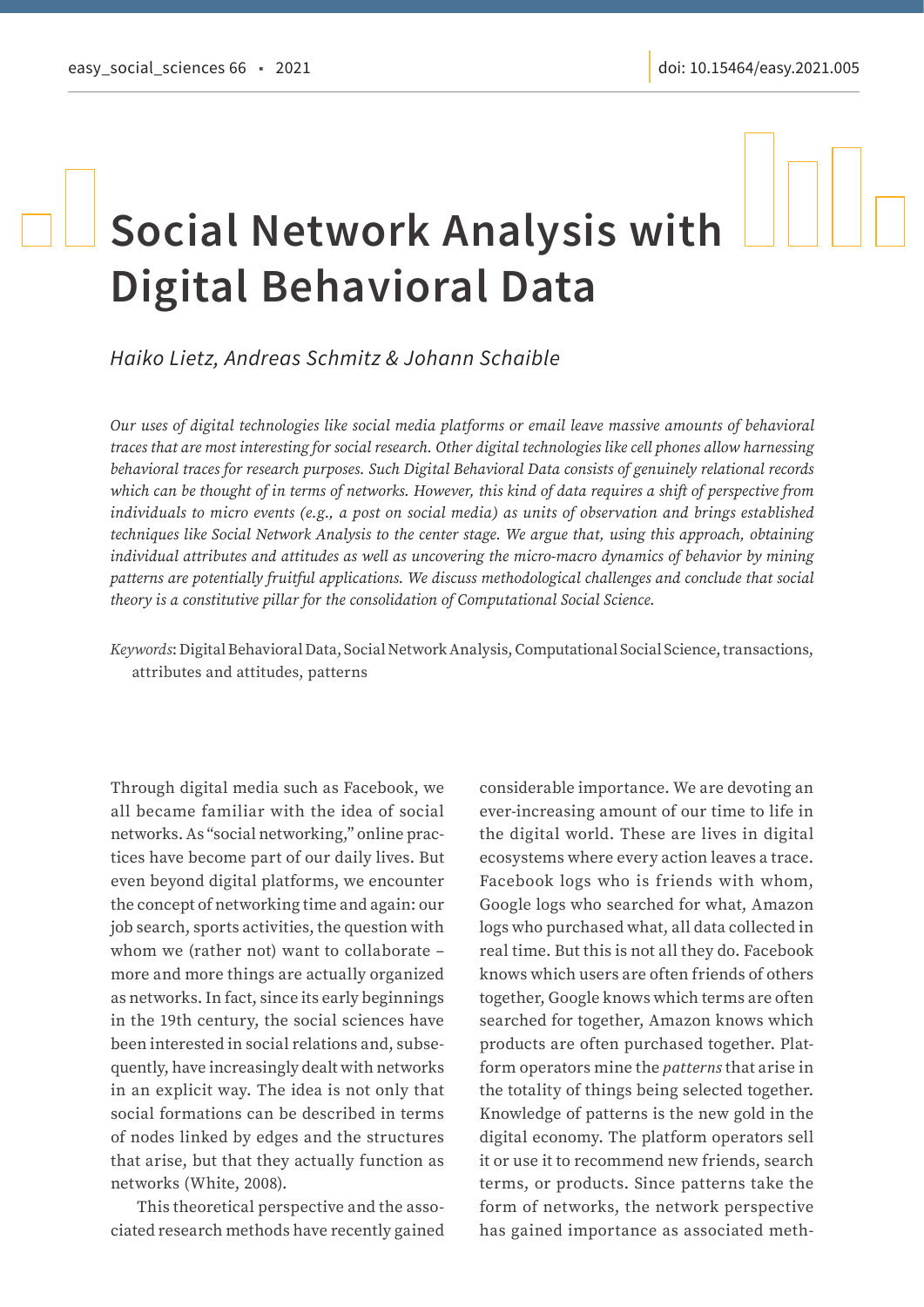# Social Network Analysis with Digital Behavioral Data

*Haiko Lietz, Andreas Schmitz & Johann Schaible*

*Our uses of digital technologies like social media platforms or email leave massive amounts of behavioral traces that are most interesting for social research. Other digital technologies like cell phones allow harnessing behavioral traces for research purposes. Such Digital Behavioral Data consists of genuinely relational records which can be thought of in terms of networks. However, this kind of data requires a shift of perspective from individuals to micro events (e.g., a post on social media) as units of observation and brings established techniques like Social Network Analysis to the center stage. We argue that, using this approach, obtaining individual attributes and attitudes as well as uncovering the micro-macro dynamics of behavior by mining patterns are potentially fruitful applications. We discuss methodological challenges and conclude that social theory is a constitutive pillar for the consolidation of Computational Social Science.*

*Keywords*: Digital Behavioral Data, Social Network Analysis, Computational Social Science, transactions, attributes and attitudes, patterns

Through digital media such as Facebook, we all became familiar with the idea of social networks. As "social networking," online practices have become part of our daily lives. But even beyond digital platforms, we encounter the concept of networking time and again: our job search, sports activities, the question with whom we (rather not) want to collaborate – more and more things are actually organized as networks. In fact, since its early beginnings in the 19th century, the social sciences have been interested in social relations and, subsequently, have increasingly dealt with networks in an explicit way. The idea is not only that social formations can be described in terms of nodes linked by edges and the structures that arise, but that they actually function as networks (White, 2008).

This theoretical perspective and the associated research methods have recently gained considerable importance. We are devoting an ever-increasing amount of our time to life in the digital world. These are lives in digital ecosystems where every action leaves a trace. Facebook logs who is friends with whom, Google logs who searched for what, Amazon logs who purchased what, all data collected in real time. But this is not all they do. Facebook knows which users are often friends of others together, Google knows which terms are often searched for together, Amazon knows which products are often purchased together. Platform operators mine the *patterns* that arise in the totality of things being selected together. Knowledge of patterns is the new gold in the digital economy. The platform operators sell it or use it to recommend new friends, search terms, or products. Since patterns take the form of networks, the network perspective has gained importance as associated meth-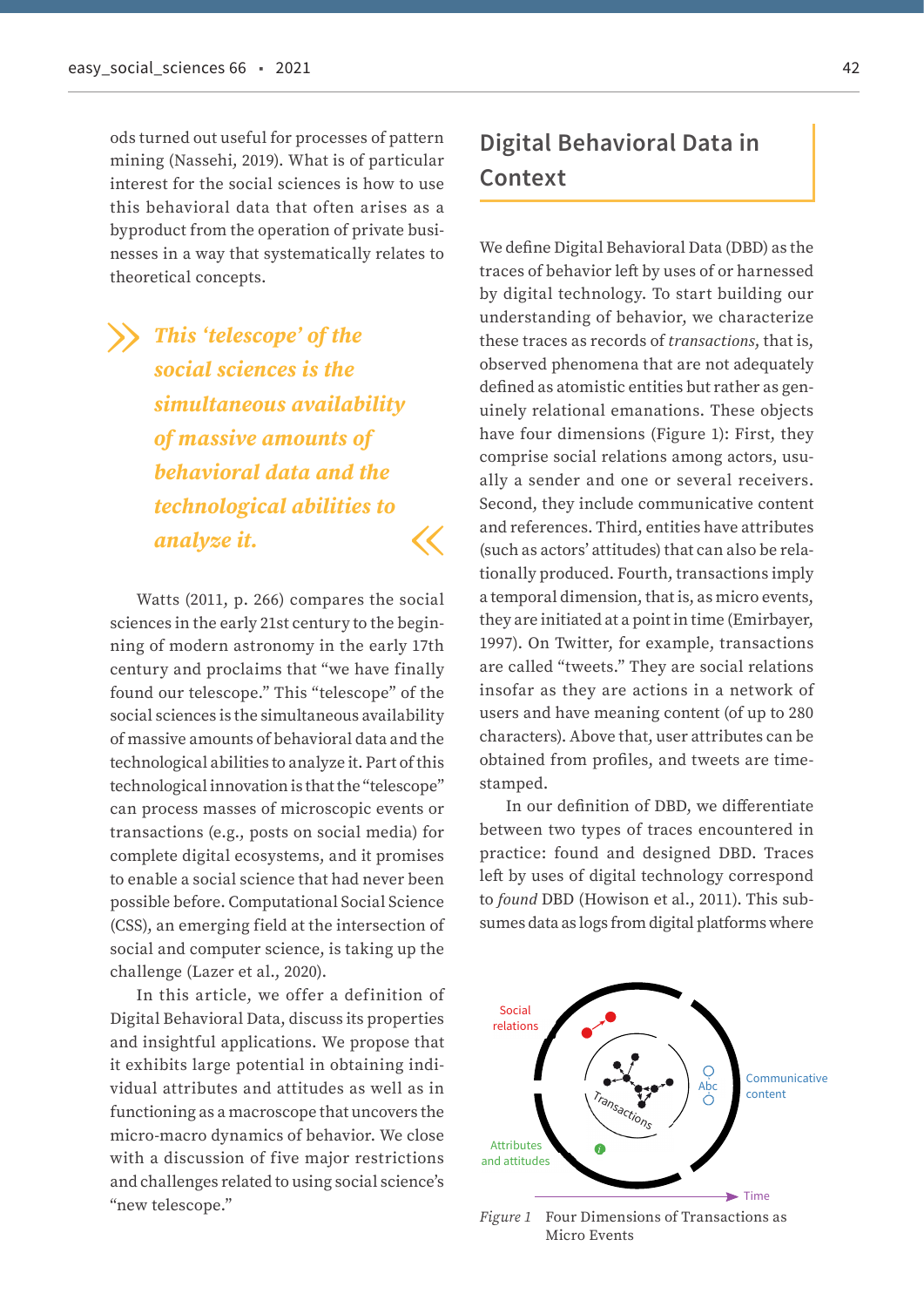ods turned out useful for processes of pattern mining (Nassehi, 2019). What is of particular interest for the social sciences is how to use this behavioral data that often arises as a byproduct from the operation of private businesses in a way that systematically relates to theoretical concepts.

> *This 'telescope' of the social sciences is the simultaneous availability of massive amounts of behavioral data and the technological abilities to analyze it.*

Watts (2011, p. 266) compares the social sciences in the early 21st century to the beginning of modern astronomy in the early 17th century and proclaims that "we have finally found our telescope." This "telescope" of the social sciences is the simultaneous availability of massive amounts of behavioral data and the technological abilities to analyze it. Part of this technological innovation is that the "telescope" can process masses of microscopic events or transactions (e.g., posts on social media) for complete digital ecosystems, and it promises to enable a social science that had never been possible before. Computational Social Science (CSS), an emerging field at the intersection of social and computer science, is taking up the challenge (Lazer et al., 2020).

In this article, we offer a definition of Digital Behavioral Data, discuss its properties and insightful applications. We propose that it exhibits large potential in obtaining individual attributes and attitudes as well as in functioning as a macroscope that uncovers the micro-macro dynamics of behavior. We close with a discussion of five major restrictions and challenges related to using social science's "new telescope."

## Digital Behavioral Data in Context

We define Digital Behavioral Data (DBD) as the traces of behavior left by uses of or harnessed by digital technology. To start building our understanding of behavior, we characterize these traces as records of *transactions*, that is, observed phenomena that are not adequately defined as atomistic entities but rather as genuinely relational emanations. These objects have four dimensions (Figure 1): First, they comprise social relations among actors, usually a sender and one or several receivers. Second, they include communicative content and references. Third, entities have attributes (such as actors' attitudes) that can also be relationally produced. Fourth, transactions imply a temporal dimension, that is, as micro events, they are initiated at a point in time (Emirbayer, 1997). On Twitter, for example, transactions are called "tweets." They are social relations insofar as they are actions in a network of users and have meaning content (of up to 280 characters). Above that, user attributes can be obtained from profiles, and tweets are timestamped.

In our definition of DBD, we differentiate between two types of traces encountered in practice: found and designed DBD. Traces left by uses of digital technology correspond to *found* DBD (Howison et al., 2011). This subsumes data as logs from digital platforms where

*Figure 1* Four Dimensions of Transactions as Micro Events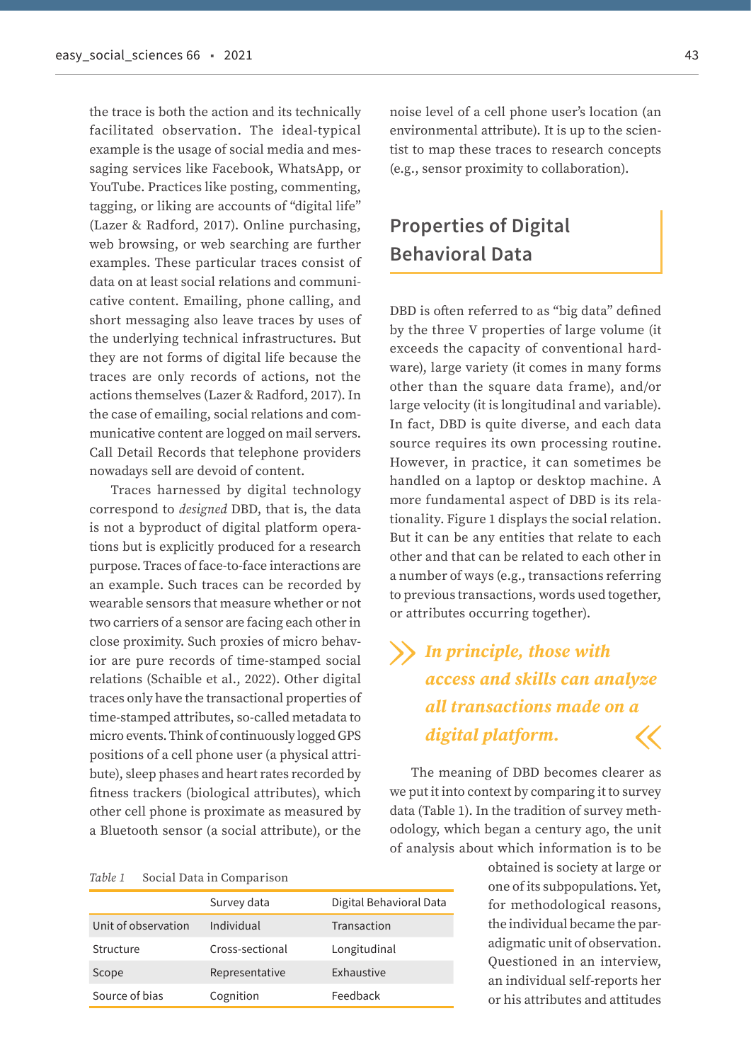the trace is both the action and its technically facilitated observation. The ideal-typical example is the usage of social media and messaging services like Facebook, WhatsApp, or YouTube. Practices like posting, commenting, tagging, or liking are accounts of "digital life" (Lazer & Radford, 2017). Online purchasing, web browsing, or web searching are further examples. These particular traces consist of data on at least social relations and communicative content. Emailing, phone calling, and short messaging also leave traces by uses of the underlying technical infrastructures. But they are not forms of digital life because the traces are only records of actions, not the actions themselves (Lazer & Radford, 2017). In the case of emailing, social relations and communicative content are logged on mail servers. Call Detail Records that telephone providers nowadays sell are devoid of content.

Traces harnessed by digital technology correspond to *designed* DBD, that is, the data is not a byproduct of digital platform operations but is explicitly produced for a research purpose. Traces of face-to-face interactions are an example. Such traces can be recorded by wearable sensors that measure whether or not two carriers of a sensor are facing each other in close proximity. Such proxies of micro behavior are pure records of time-stamped social relations (Schaible et al., 2022). Other digital traces only have the transactional properties of time-stamped attributes, so-called metadata to micro events. Think of continuously logged GPS positions of a cell phone user (a physical attribute), sleep phases and heart rates recorded by fitness trackers (biological attributes), which other cell phone is proximate as measured by a Bluetooth sensor (a social attribute), or the noise level of a cell phone user's location (an environmental attribute). It is up to the scientist to map these traces to research concepts (e.g., sensor proximity to collaboration).

## Properties of Digital Behavioral Data

DBD is often referred to as "big data" defined by the three V properties of large volume (it exceeds the capacity of conventional hardware), large variety (it comes in many forms other than the square data frame), and/or large velocity (it is longitudinal and variable). In fact, DBD is quite diverse, and each data source requires its own processing routine. However, in practice, it can sometimes be handled on a laptop or desktop machine. A more fundamental aspect of DBD is its relationality. Figure 1 displays the social relation. But it can be any entities that relate to each other and that can be related to each other in a number of ways (e.g., transactions referring to previous transactions, words used together, or attributes occurring together).

> ***In principle, those with access and skills can analyze all transactions made on a digital platform.***

The meaning of DBD becomes clearer as we put it into context by comparing it to survey data (Table 1). In the tradition of survey methodology, which began a century ago, the unit of analysis about which information is to be obtained is society at large or one of its subpopulations. Yet, for methodological reasons, the individual became the paradigmatic unit of observation. Questioned in an interview, an individual self-reports her or his attributes and attitudes

*Table 1* Social Data in Comparison

| | Survey data | Digital Behavioral Data |
|---|---|---|
| Unit of observation | Individual | Transaction |
| Structure | Cross-sectional | Longitudinal |
| Scope | Representative | Exhaustive |
| Source of bias | Cognition | Feedback |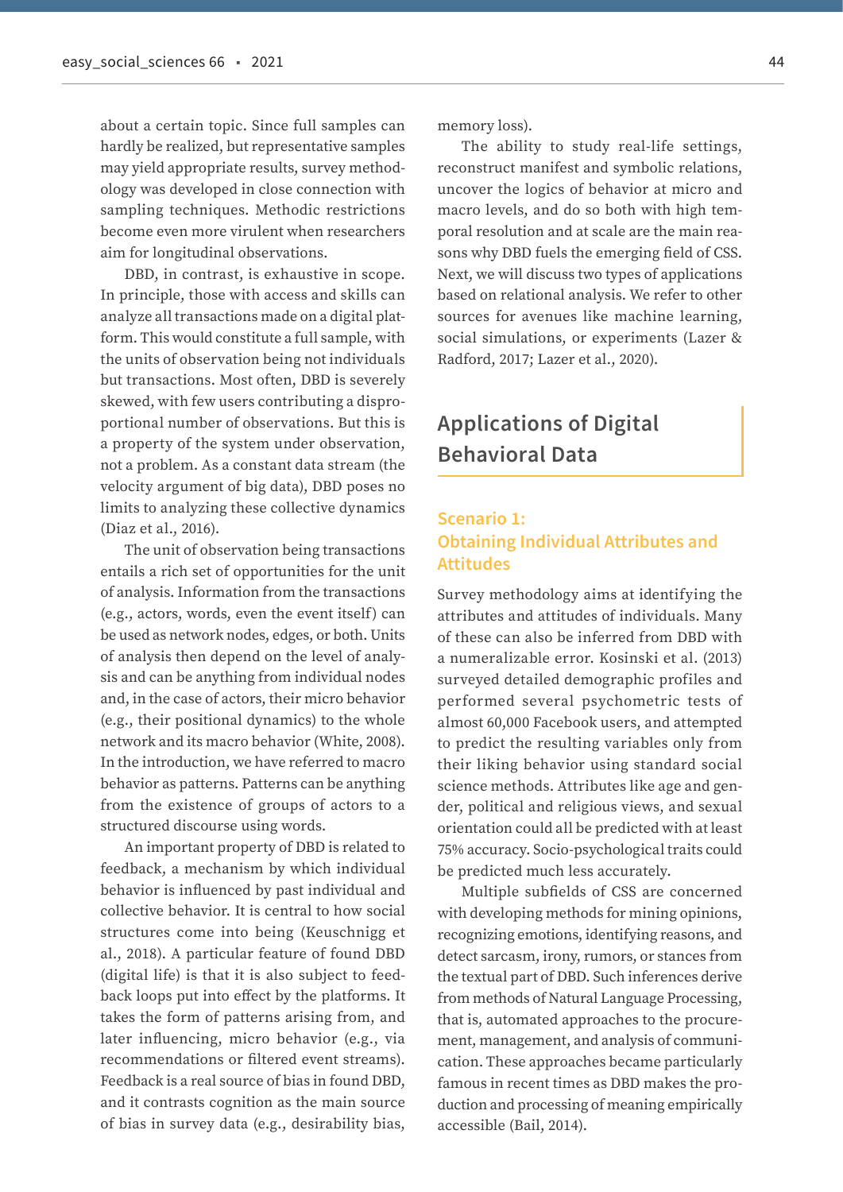about a certain topic. Since full samples can hardly be realized, but representative samples may yield appropriate results, survey methodology was developed in close connection with sampling techniques. Methodic restrictions become even more virulent when researchers aim for longitudinal observations.

DBD, in contrast, is exhaustive in scope. In principle, those with access and skills can analyze all transactions made on a digital platform. This would constitute a full sample, with the units of observation being not individuals but transactions. Most often, DBD is severely skewed, with few users contributing a disproportional number of observations. But this is a property of the system under observation, not a problem. As a constant data stream (the velocity argument of big data), DBD poses no limits to analyzing these collective dynamics (Diaz et al., 2016).

The unit of observation being transactions entails a rich set of opportunities for the unit of analysis. Information from the transactions (e.g., actors, words, even the event itself) can be used as network nodes, edges, or both. Units of analysis then depend on the level of analysis and can be anything from individual nodes and, in the case of actors, their micro behavior (e.g., their positional dynamics) to the whole network and its macro behavior (White, 2008). In the introduction, we have referred to macro behavior as patterns. Patterns can be anything from the existence of groups of actors to a structured discourse using words.

An important property of DBD is related to feedback, a mechanism by which individual behavior is influenced by past individual and collective behavior. It is central to how social structures come into being (Keuschnigg et al., 2018). A particular feature of found DBD (digital life) is that it is also subject to feedback loops put into effect by the platforms. It takes the form of patterns arising from, and later influencing, micro behavior (e.g., via recommendations or filtered event streams). Feedback is a real source of bias in found DBD, and it contrasts cognition as the main source of bias in survey data (e.g., desirability bias, memory loss).

The ability to study real-life settings, reconstruct manifest and symbolic relations, uncover the logics of behavior at micro and macro levels, and do so both with high temporal resolution and at scale are the main reasons why DBD fuels the emerging field of CSS. Next, we will discuss two types of applications based on relational analysis. We refer to other sources for avenues like machine learning, social simulations, or experiments (Lazer & Radford, 2017; Lazer et al., 2020).

## Applications of Digital Behavioral Data

### Scenario 1: Obtaining Individual Attributes and Attitudes

Survey methodology aims at identifying the attributes and attitudes of individuals. Many of these can also be inferred from DBD with a numeralizable error. Kosinski et al. (2013) surveyed detailed demographic profiles and performed several psychometric tests of almost 60,000 Facebook users, and attempted to predict the resulting variables only from their liking behavior using standard social science methods. Attributes like age and gender, political and religious views, and sexual orientation could all be predicted with at least 75% accuracy. Socio-psychological traits could be predicted much less accurately.

Multiple subfields of CSS are concerned with developing methods for mining opinions, recognizing emotions, identifying reasons, and detect sarcasm, irony, rumors, or stances from the textual part of DBD. Such inferences derive from methods of Natural Language Processing, that is, automated approaches to the procurement, management, and analysis of communication. These approaches became particularly famous in recent times as DBD makes the production and processing of meaning empirically accessible (Bail, 2014).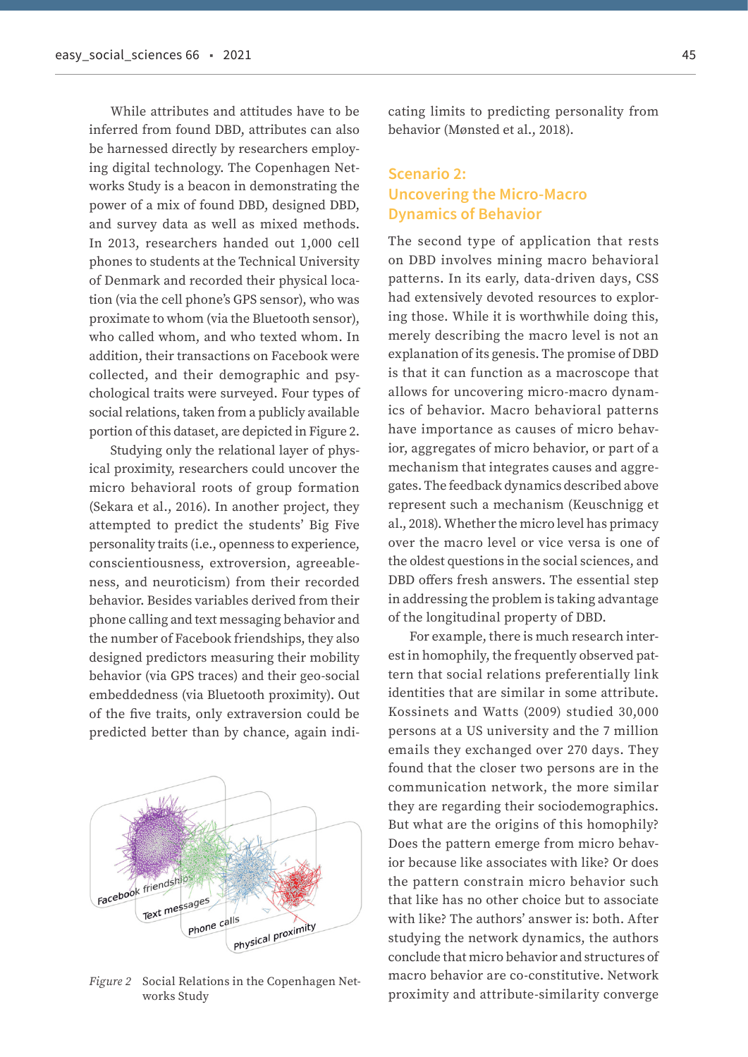While attributes and attitudes have to be inferred from found DBD, attributes can also be harnessed directly by researchers employing digital technology. The Copenhagen Networks Study is a beacon in demonstrating the power of a mix of found DBD, designed DBD, and survey data as well as mixed methods. In 2013, researchers handed out 1,000 cell phones to students at the Technical University of Denmark and recorded their physical location (via the cell phone's GPS sensor), who was proximate to whom (via the Bluetooth sensor), who called whom, and who texted whom. In addition, their transactions on Facebook were collected, and their demographic and psychological traits were surveyed. Four types of social relations, taken from a publicly available portion of this dataset, are depicted in Figure 2.

Studying only the relational layer of physical proximity, researchers could uncover the micro behavioral roots of group formation (Sekara et al., 2016). In another project, they attempted to predict the students' Big Five personality traits (i.e., openness to experience, conscientiousness, extroversion, agreeableness, and neuroticism) from their recorded behavior. Besides variables derived from their phone calling and text messaging behavior and the number of Facebook friendships, they also designed predictors measuring their mobility behavior (via GPS traces) and their geo-social embeddedness (via Bluetooth proximity). Out of the five traits, only extraversion could be predicted better than by chance, again indicating limits to predicting personality from behavior (Mønsted et al., 2018).

*Figure 2* Social Relations in the Copenhagen Networks Study

## Scenario 2: Uncovering the Micro-Macro Dynamics of Behavior

The second type of application that rests on DBD involves mining macro behavioral patterns. In its early, data-driven days, CSS had extensively devoted resources to exploring those. While it is worthwhile doing this, merely describing the macro level is not an explanation of its genesis. The promise of DBD is that it can function as a macroscope that allows for uncovering micro-macro dynamics of behavior. Macro behavioral patterns have importance as causes of micro behavior, aggregates of micro behavior, or part of a mechanism that integrates causes and aggregates. The feedback dynamics described above represent such a mechanism (Keuschnigg et al., 2018). Whether the micro level has primacy over the macro level or vice versa is one of the oldest questions in the social sciences, and DBD offers fresh answers. The essential step in addressing the problem is taking advantage of the longitudinal property of DBD.

For example, there is much research interest in homophily, the frequently observed pattern that social relations preferentially link identities that are similar in some attribute. Kossinets and Watts (2009) studied 30,000 persons at a US university and the 7 million emails they exchanged over 270 days. They found that the closer two persons are in the communication network, the more similar they are regarding their sociodemographics. But what are the origins of this homophily? Does the pattern emerge from micro behavior because like associates with like? Or does the pattern constrain micro behavior such that like has no other choice but to associate with like? The authors' answer is: both. After studying the network dynamics, the authors conclude that micro behavior and structures of macro behavior are co-constitutive. Network proximity and attribute-similarity converge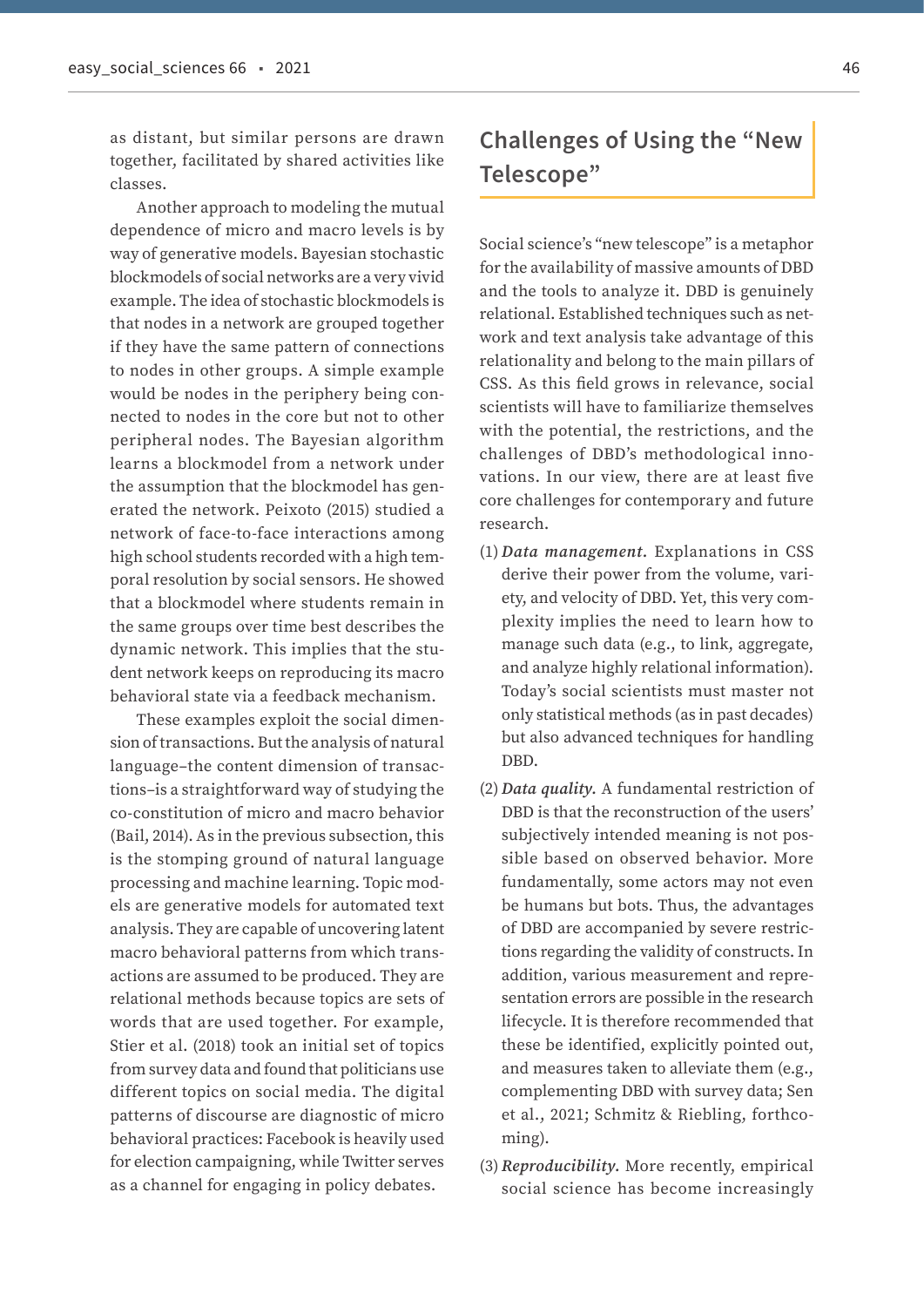as distant, but similar persons are drawn together, facilitated by shared activities like classes.

Another approach to modeling the mutual dependence of micro and macro levels is by way of generative models. Bayesian stochastic blockmodels of social networks are a very vivid example. The idea of stochastic blockmodels is that nodes in a network are grouped together if they have the same pattern of connections to nodes in other groups. A simple example would be nodes in the periphery being connected to nodes in the core but not to other peripheral nodes. The Bayesian algorithm learns a blockmodel from a network under the assumption that the blockmodel has generated the network. Peixoto (2015) studied a network of face-to-face interactions among high school students recorded with a high temporal resolution by social sensors. He showed that a blockmodel where students remain in the same groups over time best describes the dynamic network. This implies that the student network keeps on reproducing its macro behavioral state via a feedback mechanism.

These examples exploit the social dimension of transactions. But the analysis of natural language–the content dimension of transactions–is a straightforward way of studying the co-constitution of micro and macro behavior (Bail, 2014). As in the previous subsection, this is the stomping ground of natural language processing and machine learning. Topic models are generative models for automated text analysis. They are capable of uncovering latent macro behavioral patterns from which transactions are assumed to be produced. They are relational methods because topics are sets of words that are used together. For example, Stier et al. (2018) took an initial set of topics from survey data and found that politicians use different topics on social media. The digital patterns of discourse are diagnostic of micro behavioral practices: Facebook is heavily used for election campaigning, while Twitter serves as a channel for engaging in policy debates.

## Challenges of Using the "New Telescope"

Social science's "new telescope" is a metaphor for the availability of massive amounts of DBD and the tools to analyze it. DBD is genuinely relational. Established techniques such as network and text analysis take advantage of this relationality and belong to the main pillars of CSS. As this field grows in relevance, social scientists will have to familiarize themselves with the potential, the restrictions, and the challenges of DBD's methodological innovations. In our view, there are at least five core challenges for contemporary and future research.

1. ***Data management.*** Explanations in CSS derive their power from the volume, variety, and velocity of DBD. Yet, this very complexity implies the need to learn how to manage such data (e.g., to link, aggregate, and analyze highly relational information). Today's social scientists must master not only statistical methods (as in past decades) but also advanced techniques for handling DBD.
2. ***Data quality.*** A fundamental restriction of DBD is that the reconstruction of the users' subjectively intended meaning is not possible based on observed behavior. More fundamentally, some actors may not even be humans but bots. Thus, the advantages of DBD are accompanied by severe restrictions regarding the validity of constructs. In addition, various measurement and representation errors are possible in the research lifecycle. It is therefore recommended that these be identified, explicitly pointed out, and measures taken to alleviate them (e.g., complementing DBD with survey data; Sen et al., 2021; Schmitz & Riebling, forthcoming).
3. ***Reproducibility.*** More recently, empirical social science has become increasingly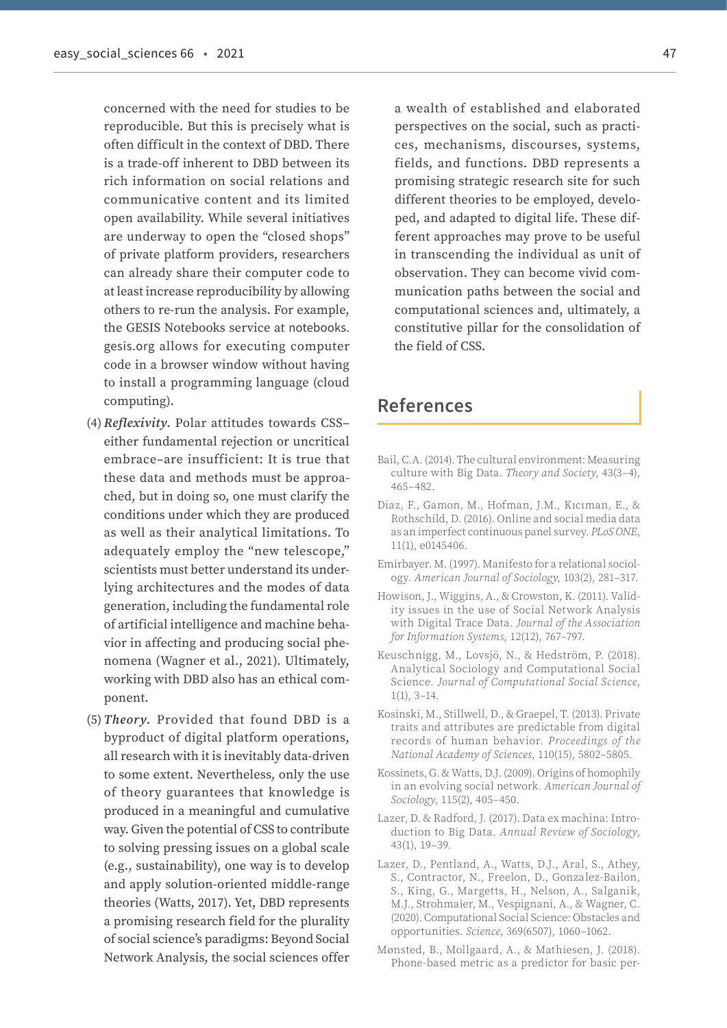concerned with the need for studies to be reproducible. But this is precisely what is often difficult in the context of DBD. There is a trade-off inherent to DBD between its rich information on social relations and communicative content and its limited open availability. While several initiatives are underway to open the "closed shops" of private platform providers, researchers can already share their computer code to at least increase reproducibility by allowing others to re-run the analysis. For example, the GESIS Notebooks service at notebooks.gesis.org allows for executing computer code in a browser window without having to install a programming language (cloud computing).

(4) ***Reflexivity.*** Polar attitudes towards CSS–either fundamental rejection or uncritical embrace–are insufficient: It is true that these data and methods must be approached, but in doing so, one must clarify the conditions under which they are produced as well as their analytical limitations. To adequately employ the "new telescope," scientists must better understand its underlying architectures and the modes of data generation, including the fundamental role of artificial intelligence and machine behavior in affecting and producing social phenomena (Wagner et al., 2021). Ultimately, working with DBD also has an ethical component.

(5) ***Theory.*** Provided that found DBD is a byproduct of digital platform operations, all research with it is inevitably data-driven to some extent. Nevertheless, only the use of theory guarantees that knowledge is produced in a meaningful and cumulative way. Given the potential of CSS to contribute to solving pressing issues on a global scale (e.g., sustainability), one way is to develop and apply solution-oriented middle-range theories (Watts, 2017). Yet, DBD represents a promising research field for the plurality of social science's paradigms: Beyond Social Network Analysis, the social sciences offer a wealth of established and elaborated perspectives on the social, such as practices, mechanisms, discourses, systems, fields, and functions. DBD represents a promising strategic research site for such different theories to be employed, developed, and adapted to digital life. These different approaches may prove to be useful in transcending the individual as unit of observation. They can become vivid communication paths between the social and computational sciences and, ultimately, a constitutive pillar for the consolidation of the field of CSS.

## References

Bail, C.A. (2014). The cultural environment: Measuring culture with Big Data. *Theory and Society*, 43(3–4), 465–482.

Diaz, F., Gamon, M., Hofman, J.M., Kıcıman, E., & Rothschild, D. (2016). Online and social media data as an imperfect continuous panel survey. *PLoS ONE*, 11(1), e0145406.

Emirbayer. M. (1997). Manifesto for a relational sociology. *American Journal of Sociology*, 103(2), 281–317.

Howison, J., Wiggins, A., & Crowston, K. (2011). Validity issues in the use of Social Network Analysis with Digital Trace Data. *Journal of the Association for Information Systems*, 12(12), 767–797.

Keuschnigg, M., Lovsjö, N., & Hedström, P. (2018). Analytical Sociology and Computational Social Science. *Journal of Computational Social Science*, 1(1), 3–14.

Kosinski, M., Stillwell, D., & Graepel, T. (2013). Private traits and attributes are predictable from digital records of human behavior. *Proceedings of the National Academy of Sciences*, 110(15), 5802–5805.

Kossinets, G. & Watts, D.J. (2009). Origins of homophily in an evolving social network. *American Journal of Sociology*, 115(2), 405–450.

Lazer, D. & Radford, J. (2017). Data ex machina: Introduction to Big Data. *Annual Review of Sociology*, 43(1), 19–39.

Lazer, D., Pentland, A., Watts, D.J., Aral, S., Athey, S., Contractor, N., Freelon, D., Gonzalez-Bailon, S., King, G., Margetts, H., Nelson, A., Salganik, M.J., Strohmaier, M., Vespignani, A., & Wagner, C. (2020). Computational Social Science: Obstacles and opportunities. *Science*, 369(6507), 1060–1062.

Mønsted, B., Mollgaard, A., & Mathiesen, J. (2018). Phone-based metric as a predictor for basic per-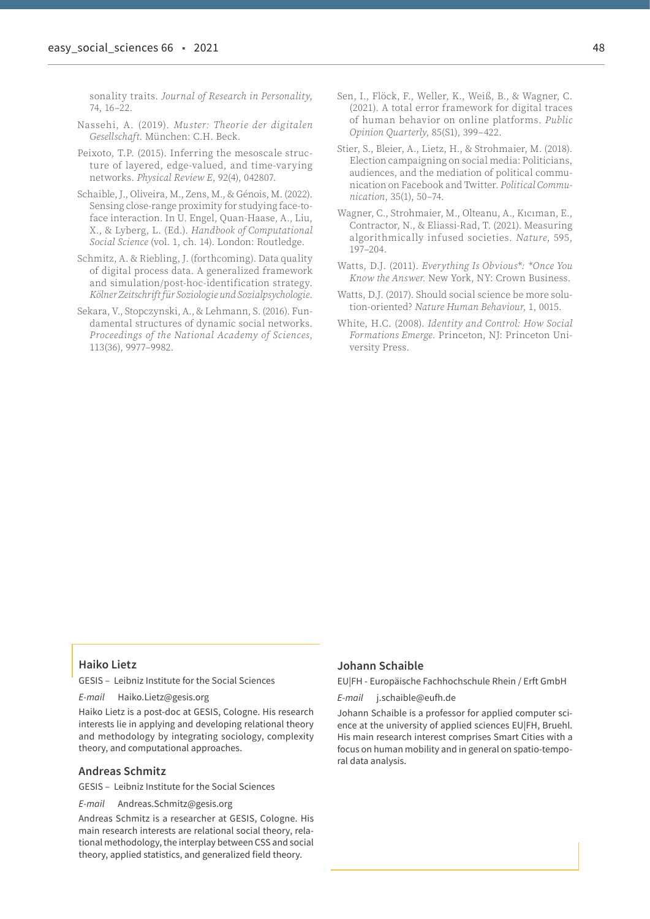sonality traits. *Journal of Research in Personality*, 74, 16–22.

Nassehi, A. (2019). *Muster: Theorie der digitalen Gesellschaft.* München: C.H. Beck.

Peixoto, T.P. (2015). Inferring the mesoscale structure of layered, edge-valued, and time-varying networks. *Physical Review E*, 92(4), 042807.

Schaible, J., Oliveira, M., Zens, M., & Génois, M. (2022). Sensing close-range proximity for studying face-to-face interaction. In U. Engel, Quan-Haase, A., Liu, X., & Lyberg, L. (Ed.). *Handbook of Computational Social Science* (vol. 1, ch. 14). London: Routledge.

Schmitz, A. & Riebling, J. (forthcoming). Data quality of digital process data. A generalized framework and simulation/post-hoc-identification strategy. *Kölner Zeitschrift für Soziologie und Sozialpsychologie*.

Sekara, V., Stopczynski, A., & Lehmann, S. (2016). Fundamental structures of dynamic social networks. *Proceedings of the National Academy of Sciences*, 113(36), 9977–9982.

Sen, I., Flöck, F., Weller, K., Weiß, B., & Wagner, C. (2021). A total error framework for digital traces of human behavior on online platforms. *Public Opinion Quarterly*, 85(S1), 399–422.

Stier, S., Bleier, A., Lietz, H., & Strohmaier, M. (2018). Election campaigning on social media: Politicians, audiences, and the mediation of political communication on Facebook and Twitter. *Political Communication*, 35(1), 50–74.

Wagner, C., Strohmaier, M., Olteanu, A., Kıcıman, E., Contractor, N., & Eliassi-Rad, T. (2021). Measuring algorithmically infused societies. *Nature*, 595, 197–204.

Watts, D.J. (2011). *Everything Is Obvious\*: \*Once You Know the Answer.* New York, NY: Crown Business.

Watts, D.J. (2017). Should social science be more solution-oriented? *Nature Human Behaviour*, 1, 0015.

White, H.C. (2008). *Identity and Control: How Social Formations Emerge.* Princeton, NJ: Princeton University Press.

### Haiko Lietz

GESIS – Leibniz Institute for the Social Sciences

*E-mail* Haiko.Lietz@gesis.org

Haiko Lietz is a post-doc at GESIS, Cologne. His research interests lie in applying and developing relational theory and methodology by integrating sociology, complexity theory, and computational approaches.

### Andreas Schmitz

GESIS – Leibniz Institute for the Social Sciences

*E-mail* Andreas.Schmitz@gesis.org

Andreas Schmitz is a researcher at GESIS, Cologne. His main research interests are relational social theory, relational methodology, the interplay between CSS and social theory, applied statistics, and generalized field theory.

### Johann Schaible

EU|FH - Europäische Fachhochschule Rhein / Erft GmbH

*E-mail* j.schaible@eufh.de

Johann Schaible is a professor for applied computer science at the university of applied sciences EU|FH, Bruehl. His main research interest comprises Smart Cities with a focus on human mobility and in general on spatio-temporal data analysis.